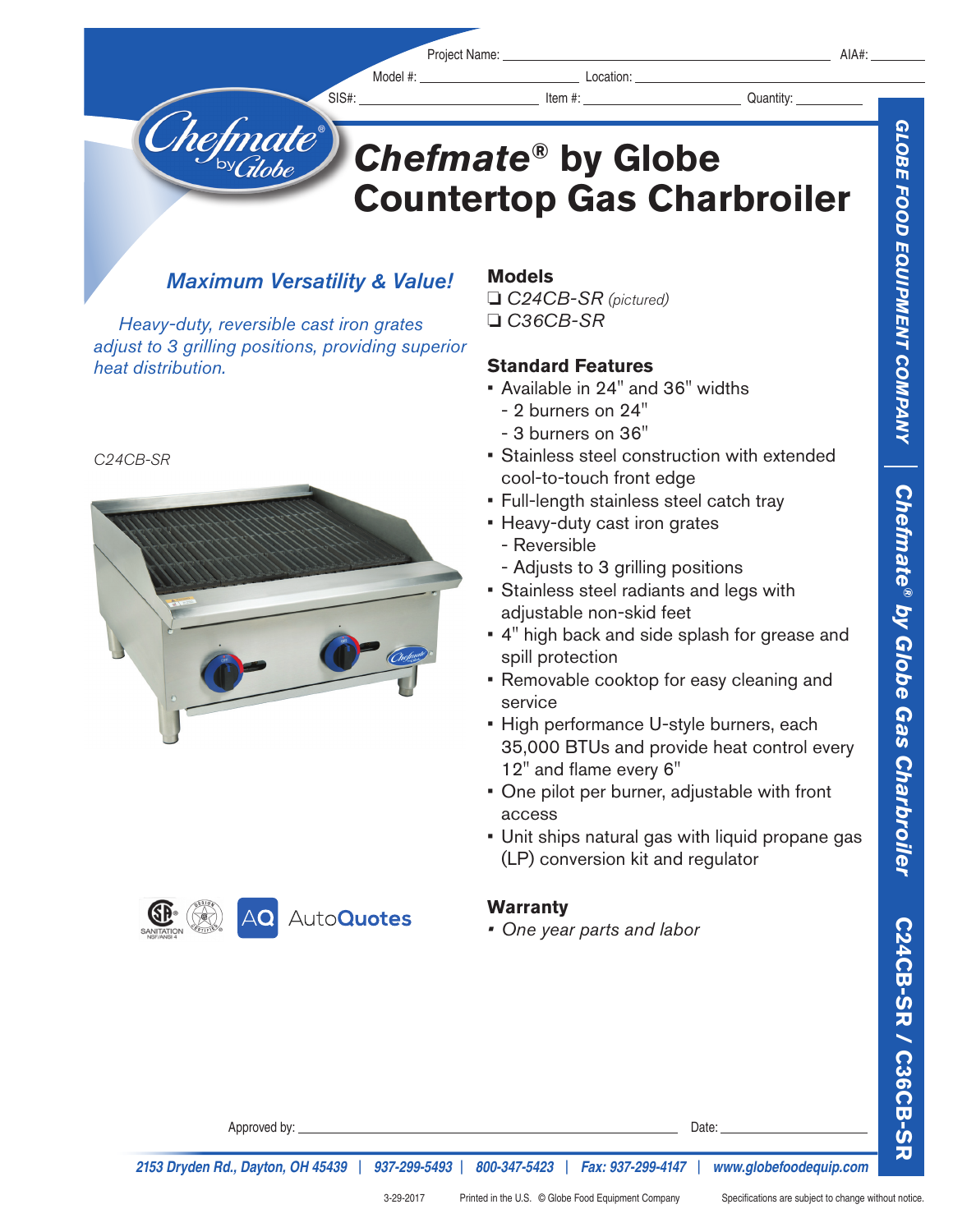Project Name: ______________________ AIA#: ________

Model #: ______________________ Location: ______________________

SIS#: ______________________ Item #: ______________________ Quantity: ________

# Chefmate® by Globe Countertop Gas Charbroiler

## *Maximum Versatility & Value!*

*Heavy-duty, reversible cast iron grates adjust to 3 grilling positions, providing superior heat distribution.*

*C24CB-SR*

### Models

- ❑ *C24CB-SR (pictured)*
- ❑ *C36CB-SR*

### Standard Features

- Available in 24" and 36" widths
  - 2 burners on 24"
  - 3 burners on 36"
- Stainless steel construction with extended cool-to-touch front edge
- Full-length stainless steel catch tray
- Heavy-duty cast iron grates
  - Reversible
  - Adjusts to 3 grilling positions
- Stainless steel radiants and legs with adjustable non-skid feet
- 4" high back and side splash for grease and spill protection
- Removable cooktop for easy cleaning and service
- High performance U-style burners, each 35,000 BTUs and provide heat control every 12" and flame every 6"
- One pilot per burner, adjustable with front access
- Unit ships natural gas with liquid propane gas (LP) conversion kit and regulator

### Warranty

- *One year parts and labor*

AQ AutoQuotes

Approved by: ______________________ Date: ________

2153 Dryden Rd., Dayton, OH 45439 | 937-299-5493 | 800-347-5423 | Fax: 937-299-4147 | www.globefoodequip.com

3-29-2017 Printed in the U.S. © Globe Food Equipment Company Specifications are subject to change without notice.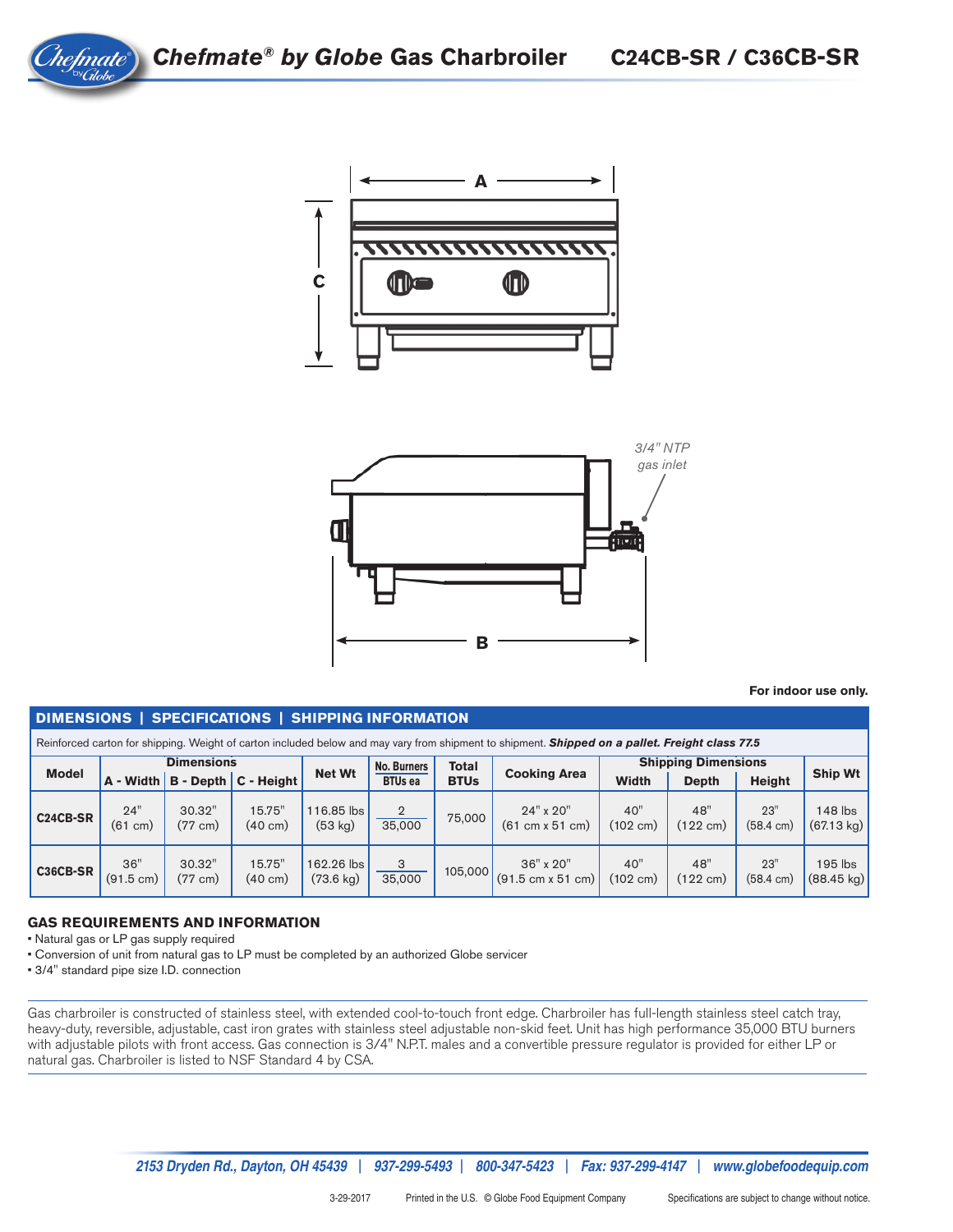# Chefmate® by Globe Gas Charbroiler C24CB-SR / C36CB-SR

A

C

3/4" NTP gas inlet

B

**For indoor use only.**

## DIMENSIONS | SPECIFICATIONS | SHIPPING INFORMATION

Reinforced carton for shipping. Weight of carton included below and may vary from shipment to shipment. ***Shipped on a pallet. Freight class 77.5***

| Model | Dimensions | | | Net Wt | No. Burners / BTUs ea | Total BTUs | Cooking Area | Shipping Dimensions | | | Ship Wt |
|---|---|---|---|---|---|---|---|---|---|---|---|
| | A - Width | B - Depth | C - Height | | | | | Width | Depth | Height | |
| **C24CB-SR** | 24" (61 cm) | 30.32" (77 cm) | 15.75" (40 cm) | 116.85 lbs (53 kg) | 2 / 35,000 | 75,000 | 24" x 20" (61 cm x 51 cm) | 40" (102 cm) | 48" (122 cm) | 23" (58.4 cm) | 148 lbs (67.13 kg) |
| **C36CB-SR** | 36" (91.5 cm) | 30.32" (77 cm) | 15.75" (40 cm) | 162.26 lbs (73.6 kg) | 3 / 35,000 | 105,000 | 36" x 20" (91.5 cm x 51 cm) | 40" (102 cm) | 48" (122 cm) | 23" (58.4 cm) | 195 lbs (88.45 kg) |

## GAS REQUIREMENTS AND INFORMATION

- Natural gas or LP gas supply required
- Conversion of unit from natural gas to LP must be completed by an authorized Globe servicer
- 3/4" standard pipe size I.D. connection

Gas charbroiler is constructed of stainless steel, with extended cool-to-touch front edge. Charbroiler has full-length stainless steel catch tray, heavy-duty, reversible, adjustable, cast iron grates with stainless steel adjustable non-skid feet. Unit has high performance 35,000 BTU burners with adjustable pilots with front access. Gas connection is 3/4" N.P.T. males and a convertible pressure regulator is provided for either LP or natural gas. Charbroiler is listed to NSF Standard 4 by CSA.

*2153 Dryden Rd., Dayton, OH 45439 | 937-299-5493 | 800-347-5423 | Fax: 937-299-4147 | www.globefoodequip.com*

3-29-2017 Printed in the U.S. © Globe Food Equipment Company Specifications are subject to change without notice.